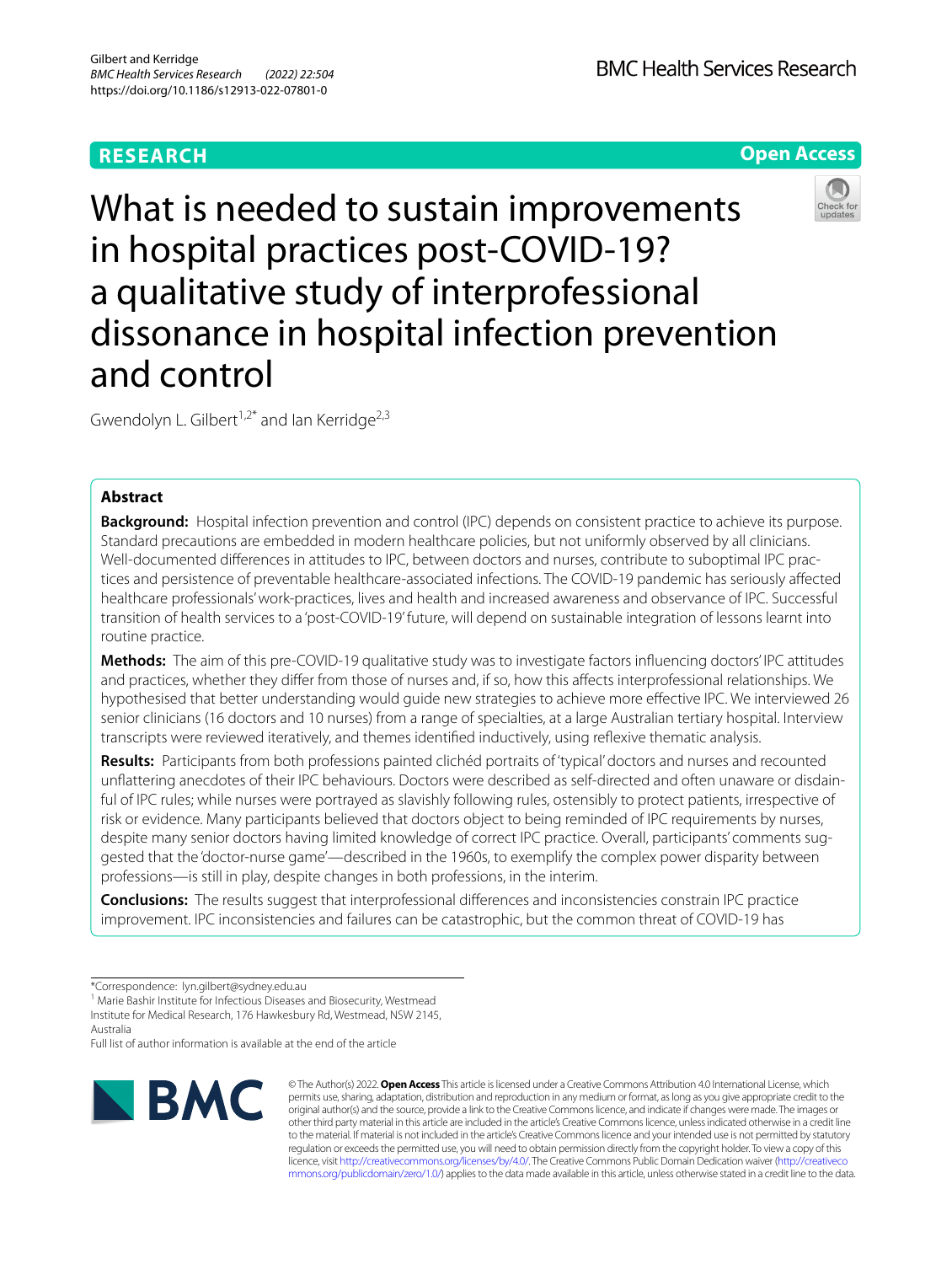RESEARCH

Open Access

# What is needed to sustain improvements in hospital practices post-COVID-19? a qualitative study of interprofessional dissonance in hospital infection prevention and control

Gwendolyn L. Gilbert[1,2*] and Ian Kerridge[2,3]

## Abstract

**Background:** Hospital infection prevention and control (IPC) depends on consistent practice to achieve its purpose. Standard precautions are embedded in modern healthcare policies, but not uniformly observed by all clinicians. Well-documented differences in attitudes to IPC, between doctors and nurses, contribute to suboptimal IPC practices and persistence of preventable healthcare-associated infections. The COVID-19 pandemic has seriously affected healthcare professionals' work-practices, lives and health and increased awareness and observance of IPC. Successful transition of health services to a 'post-COVID-19' future, will depend on sustainable integration of lessons learnt into routine practice.

**Methods:** The aim of this pre-COVID-19 qualitative study was to investigate factors influencing doctors' IPC attitudes and practices, whether they differ from those of nurses and, if so, how this affects interprofessional relationships. We hypothesised that better understanding would guide new strategies to achieve more effective IPC. We interviewed 26 senior clinicians (16 doctors and 10 nurses) from a range of specialties, at a large Australian tertiary hospital. Interview transcripts were reviewed iteratively, and themes identified inductively, using reflexive thematic analysis.

**Results:** Participants from both professions painted clichéd portraits of 'typical' doctors and nurses and recounted unflattering anecdotes of their IPC behaviours. Doctors were described as self-directed and often unaware or disdainful of IPC rules; while nurses were portrayed as slavishly following rules, ostensibly to protect patients, irrespective of risk or evidence. Many participants believed that doctors object to being reminded of IPC requirements by nurses, despite many senior doctors having limited knowledge of correct IPC practice. Overall, participants' comments suggested that the 'doctor-nurse game'—described in the 1960s, to exemplify the complex power disparity between professions—is still in play, despite changes in both professions, in the interim.

**Conclusions:** The results suggest that interprofessional differences and inconsistencies constrain IPC practice improvement. IPC inconsistencies and failures can be catastrophic, but the common threat of COVID-19 has

*Correspondence: lyn.gilbert@sydney.edu.au

[1] Marie Bashir Institute for Infectious Diseases and Biosecurity, Westmead Institute for Medical Research, 176 Hawkesbury Rd, Westmead, NSW 2145, Australia

Full list of author information is available at the end of the article

© The Author(s) 2022. **Open Access** This article is licensed under a Creative Commons Attribution 4.0 International License, which permits use, sharing, adaptation, distribution and reproduction in any medium or format, as long as you give appropriate credit to the original author(s) and the source, provide a link to the Creative Commons licence, and indicate if changes were made. The images or other third party material in this article are included in the article's Creative Commons licence, unless indicated otherwise in a credit line to the material. If material is not included in the article's Creative Commons licence and your intended use is not permitted by statutory regulation or exceeds the permitted use, you will need to obtain permission directly from the copyright holder. To view a copy of this licence, visit http://creativecommons.org/licenses/by/4.0/. The Creative Commons Public Domain Dedication waiver (http://creativecommons.org/publicdomain/zero/1.0/) applies to the data made available in this article, unless otherwise stated in a credit line to the data.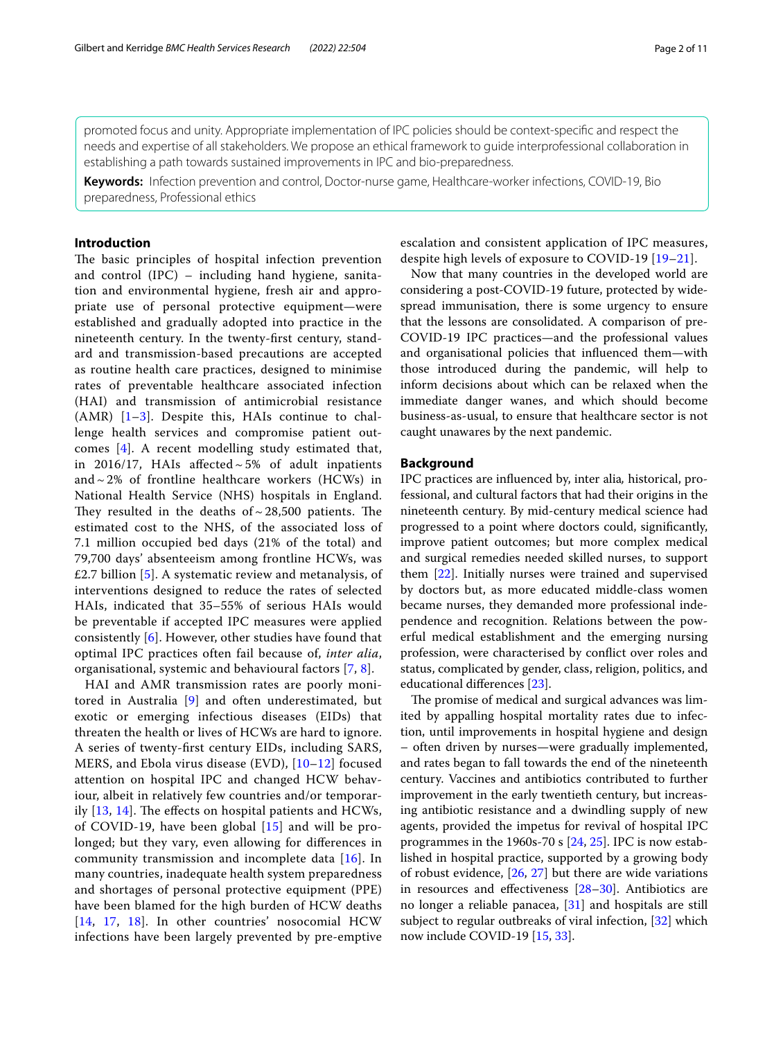promoted focus and unity. Appropriate implementation of IPC policies should be context-specific and respect the needs and expertise of all stakeholders. We propose an ethical framework to guide interprofessional collaboration in establishing a path towards sustained improvements in IPC and bio-preparedness.

**Keywords:** Infection prevention and control, Doctor-nurse game, Healthcare-worker infections, COVID-19, Bio preparedness, Professional ethics

## Introduction

The basic principles of hospital infection prevention and control (IPC) – including hand hygiene, sanitation and environmental hygiene, fresh air and appropriate use of personal protective equipment—were established and gradually adopted into practice in the nineteenth century. In the twenty-first century, standard and transmission-based precautions are accepted as routine health care practices, designed to minimise rates of preventable healthcare associated infection (HAI) and transmission of antimicrobial resistance (AMR) [1–3]. Despite this, HAIs continue to challenge health services and compromise patient outcomes [4]. A recent modelling study estimated that, in 2016/17, HAIs affected ~ 5% of adult inpatients and ~ 2% of frontline healthcare workers (HCWs) in National Health Service (NHS) hospitals in England. They resulted in the deaths of ~ 28,500 patients. The estimated cost to the NHS, of the associated loss of 7.1 million occupied bed days (21% of the total) and 79,700 days' absenteeism among frontline HCWs, was £2.7 billion [5]. A systematic review and metanalysis, of interventions designed to reduce the rates of selected HAIs, indicated that 35–55% of serious HAIs would be preventable if accepted IPC measures were applied consistently [6]. However, other studies have found that optimal IPC practices often fail because of, *inter alia*, organisational, systemic and behavioural factors [7, 8].

HAI and AMR transmission rates are poorly monitored in Australia [9] and often underestimated, but exotic or emerging infectious diseases (EIDs) that threaten the health or lives of HCWs are hard to ignore. A series of twenty-first century EIDs, including SARS, MERS, and Ebola virus disease (EVD), [10–12] focused attention on hospital IPC and changed HCW behaviour, albeit in relatively few countries and/or temporarily [13, 14]. The effects on hospital patients and HCWs, of COVID-19, have been global [15] and will be prolonged; but they vary, even allowing for differences in community transmission and incomplete data [16]. In many countries, inadequate health system preparedness and shortages of personal protective equipment (PPE) have been blamed for the high burden of HCW deaths [14, 17, 18]. In other countries' nosocomial HCW infections have been largely prevented by pre-emptive escalation and consistent application of IPC measures, despite high levels of exposure to COVID-19 [19–21].

Now that many countries in the developed world are considering a post-COVID-19 future, protected by widespread immunisation, there is some urgency to ensure that the lessons are consolidated. A comparison of pre-COVID-19 IPC practices—and the professional values and organisational policies that influenced them—with those introduced during the pandemic, will help to inform decisions about which can be relaxed when the immediate danger wanes, and which should become business-as-usual, to ensure that healthcare sector is not caught unawares by the next pandemic.

## Background

IPC practices are influenced by, inter alia*,* historical, professional, and cultural factors that had their origins in the nineteenth century. By mid-century medical science had progressed to a point where doctors could, significantly, improve patient outcomes; but more complex medical and surgical remedies needed skilled nurses, to support them [22]. Initially nurses were trained and supervised by doctors but, as more educated middle-class women became nurses, they demanded more professional independence and recognition. Relations between the powerful medical establishment and the emerging nursing profession, were characterised by conflict over roles and status, complicated by gender, class, religion, politics, and educational differences [23].

The promise of medical and surgical advances was limited by appalling hospital mortality rates due to infection, until improvements in hospital hygiene and design – often driven by nurses—were gradually implemented, and rates began to fall towards the end of the nineteenth century. Vaccines and antibiotics contributed to further improvement in the early twentieth century, but increasing antibiotic resistance and a dwindling supply of new agents, provided the impetus for revival of hospital IPC programmes in the 1960s-70 s [24, 25]. IPC is now established in hospital practice, supported by a growing body of robust evidence, [26, 27] but there are wide variations in resources and effectiveness [28–30]. Antibiotics are no longer a reliable panacea, [31] and hospitals are still subject to regular outbreaks of viral infection, [32] which now include COVID-19 [15, 33].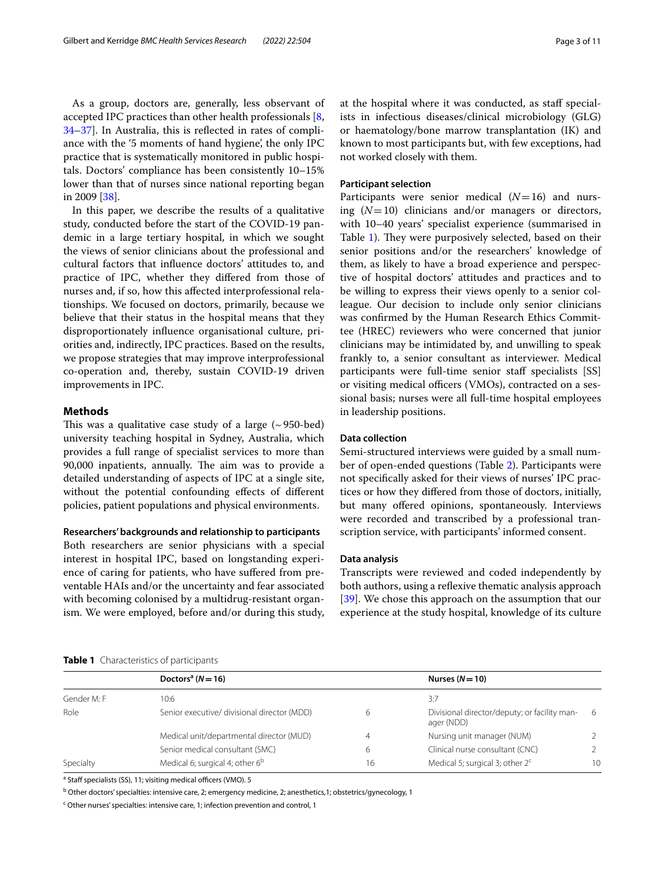As a group, doctors are, generally, less observant of accepted IPC practices than other health professionals [8, 34–37]. In Australia, this is reflected in rates of compliance with the '5 moments of hand hygiene', the only IPC practice that is systematically monitored in public hospitals. Doctors' compliance has been consistently 10–15% lower than that of nurses since national reporting began in 2009 [38].

In this paper, we describe the results of a qualitative study, conducted before the start of the COVID-19 pandemic in a large tertiary hospital, in which we sought the views of senior clinicians about the professional and cultural factors that influence doctors' attitudes to, and practice of IPC, whether they differed from those of nurses and, if so, how this affected interprofessional relationships. We focused on doctors, primarily, because we believe that their status in the hospital means that they disproportionately influence organisational culture, priorities and, indirectly, IPC practices. Based on the results, we propose strategies that may improve interprofessional co-operation and, thereby, sustain COVID-19 driven improvements in IPC.

## Methods

This was a qualitative case study of a large (~950-bed) university teaching hospital in Sydney, Australia, which provides a full range of specialist services to more than 90,000 inpatients, annually. The aim was to provide a detailed understanding of aspects of IPC at a single site, without the potential confounding effects of different policies, patient populations and physical environments.

### Researchers' backgrounds and relationship to participants

Both researchers are senior physicians with a special interest in hospital IPC, based on longstanding experience of caring for patients, who have suffered from preventable HAIs and/or the uncertainty and fear associated with becoming colonised by a multidrug-resistant organism. We were employed, before and/or during this study, at the hospital where it was conducted, as staff specialists in infectious diseases/clinical microbiology (GLG) or haematology/bone marrow transplantation (IK) and known to most participants but, with few exceptions, had not worked closely with them.

### Participant selection

Participants were senior medical ($N=16$) and nursing ($N=10$) clinicians and/or managers or directors, with 10–40 years' specialist experience (summarised in Table 1). They were purposively selected, based on their senior positions and/or the researchers' knowledge of them, as likely to have a broad experience and perspective of hospital doctors' attitudes and practices and to be willing to express their views openly to a senior colleague. Our decision to include only senior clinicians was confirmed by the Human Research Ethics Committee (HREC) reviewers who were concerned that junior clinicians may be intimidated by, and unwilling to speak frankly to, a senior consultant as interviewer. Medical participants were full-time senior staff specialists [SS] or visiting medical officers (VMOs), contracted on a sessional basis; nurses were all full-time hospital employees in leadership positions.

### Data collection

Semi-structured interviews were guided by a small number of open-ended questions (Table 2). Participants were not specifically asked for their views of nurses' IPC practices or how they differed from those of doctors, initially, but many offered opinions, spontaneously. Interviews were recorded and transcribed by a professional transcription service, with participants' informed consent.

### Data analysis

Transcripts were reviewed and coded independently by both authors, using a reflexive thematic analysis approach [39]. We chose this approach on the assumption that our experience at the study hospital, knowledge of its culture

**Table 1** Characteristics of participants

| | Doctors[a] ($N=16$) | | Nurses ($N=10$) | |
|---|---|---|---|---|
| Gender M: F | 10:6 | | 3:7 | |
| Role | Senior executive/ divisional director (MDD) | 6 | Divisional director/deputy; or facility manager (NDD) | 6 |
| | Medical unit/departmental director (MUD) | 4 | Nursing unit manager (NUM) | 2 |
| | Senior medical consultant (SMC) | 6 | Clinical nurse consultant (CNC) | 2 |
| Specialty | Medical 6; surgical 4; other 6[b] | 16 | Medical 5; surgical 3; other 2[c] | 10 |

[a] Staff specialists (SS), 11; visiting medical officers (VMO). 5

[b] Other doctors' specialties: intensive care, 2; emergency medicine, 2; anesthetics,1; obstetrics/gynecology, 1

[c] Other nurses' specialties: intensive care, 1; infection prevention and control, 1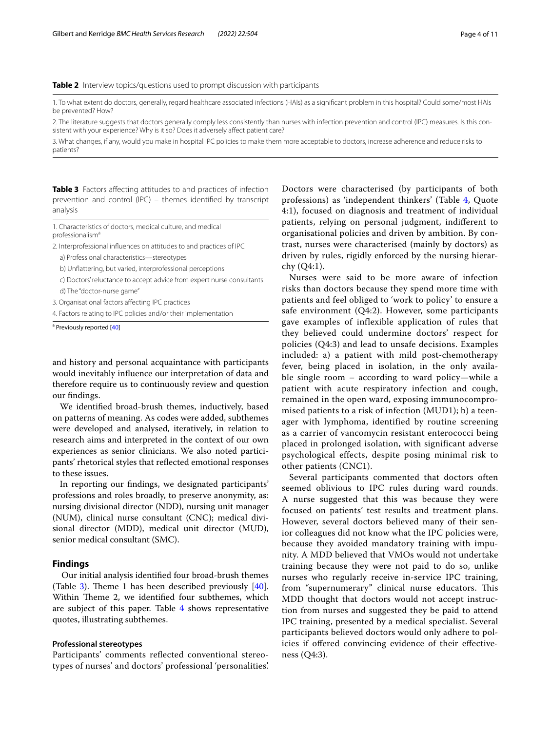**Table 2** Interview topics/questions used to prompt discussion with participants

| |
|---|
| 1. To what extent do doctors, generally, regard healthcare associated infections (HAIs) as a significant problem in this hospital? Could some/most HAIs be prevented? How? |
| 2. The literature suggests that doctors generally comply less consistently than nurses with infection prevention and control (IPC) measures. Is this consistent with your experience? Why is it so? Does it adversely affect patient care? |
| 3. What changes, if any, would you make in hospital IPC policies to make them more acceptable to doctors, increase adherence and reduce risks to patients? |

**Table 3** Factors affecting attitudes to and practices of infection prevention and control (IPC) – themes identified by transcript analysis

| |
|---|
| 1. Characteristics of doctors, medical culture, and medical professionalism[a] |
| 2. Interprofessional influences on attitudes to and practices of IPC |
| a) Professional characteristics—stereotypes |
| b) Unflattering, but varied, interprofessional perceptions |
| c) Doctors' reluctance to accept advice from expert nurse consultants |
| d) The "doctor-nurse game" |
| 3. Organisational factors affecting IPC practices |
| 4. Factors relating to IPC policies and/or their implementation |

[a] Previously reported [40]

and history and personal acquaintance with participants would inevitably influence our interpretation of data and therefore require us to continuously review and question our findings.

We identified broad-brush themes, inductively, based on patterns of meaning. As codes were added, subthemes were developed and analysed, iteratively, in relation to research aims and interpreted in the context of our own experiences as senior clinicians. We also noted participants' rhetorical styles that reflected emotional responses to these issues.

In reporting our findings, we designated participants' professions and roles broadly, to preserve anonymity, as: nursing divisional director (NDD), nursing unit manager (NUM), clinical nurse consultant (CNC); medical divisional director (MDD), medical unit director (MUD), senior medical consultant (SMC).

## Findings

Our initial analysis identified four broad-brush themes (Table 3). Theme 1 has been described previously [40]. Within Theme 2, we identified four subthemes, which are subject of this paper. Table 4 shows representative quotes, illustrating subthemes.

### Professional stereotypes

Participants' comments reflected conventional stereotypes of nurses' and doctors' professional 'personalities'. Doctors were characterised (by participants of both professions) as 'independent thinkers' (Table 4, Quote 4:1), focused on diagnosis and treatment of individual patients, relying on personal judgment, indifferent to organisational policies and driven by ambition. By contrast, nurses were characterised (mainly by doctors) as driven by rules, rigidly enforced by the nursing hierarchy (Q4:1).

Nurses were said to be more aware of infection risks than doctors because they spend more time with patients and feel obliged to 'work to policy' to ensure a safe environment (Q4:2). However, some participants gave examples of inflexible application of rules that they believed could undermine doctors' respect for policies (Q4:3) and lead to unsafe decisions. Examples included: a) a patient with mild post-chemotherapy fever, being placed in isolation, in the only available single room – according to ward policy—while a patient with acute respiratory infection and cough, remained in the open ward, exposing immunocompromised patients to a risk of infection (MUD1); b) a teenager with lymphoma, identified by routine screening as a carrier of vancomycin resistant enterococci being placed in prolonged isolation, with significant adverse psychological effects, despite posing minimal risk to other patients (CNC1).

Several participants commented that doctors often seemed oblivious to IPC rules during ward rounds. A nurse suggested that this was because they were focused on patients' test results and treatment plans. However, several doctors believed many of their senior colleagues did not know what the IPC policies were, because they avoided mandatory training with impunity. A MDD believed that VMOs would not undertake training because they were not paid to do so, unlike nurses who regularly receive in-service IPC training, from "supernumerary" clinical nurse educators. This MDD thought that doctors would not accept instruction from nurses and suggested they be paid to attend IPC training, presented by a medical specialist. Several participants believed doctors would only adhere to policies if offered convincing evidence of their effectiveness (Q4:3).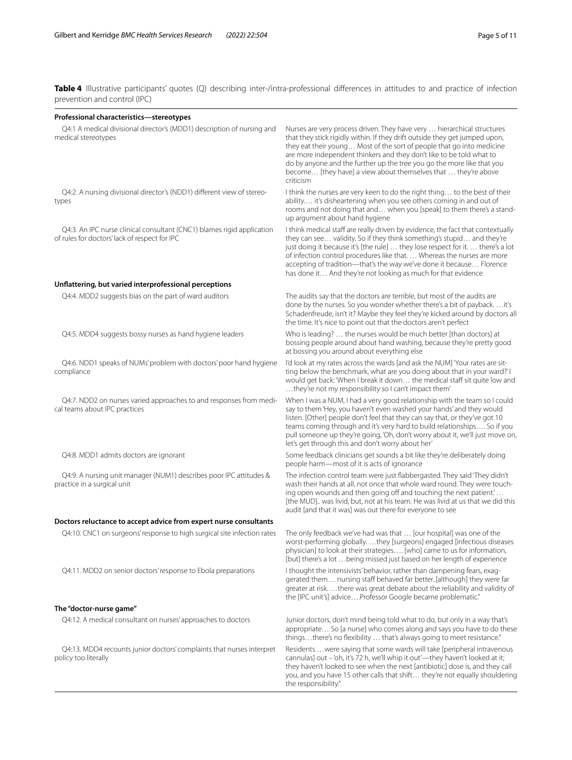**Table 4** Illustrative participants' quotes (Q) describing inter-/intra-professional differences in attitudes to and practice of infection prevention and control (IPC)

| | |
|---|---|
| **Professional characteristics—stereotypes** | |
| Q4:1 A medical divisional director's (MDD1) description of nursing and medical stereotypes | Nurses are very process driven. They have very … hierarchical structures that they stick rigidly within. If they drift outside they get jumped upon, they eat their young… Most of the sort of people that go into medicine are more independent thinkers and they don't like to be told what to do by anyone and the further up the tree you go the more like that you become… [they have] a view about themselves that … they're above criticism |
| Q4:2. A nursing divisional director's (NDD1) different view of stereotypes | I think the nurses are very keen to do the right thing… to the best of their ability.… it's disheartening when you see others coming in and out of rooms and not doing that and… when you [speak] to them there's a stand-up argument about hand hygiene |
| Q4:3. An IPC nurse clinical consultant (CNC1) blames rigid application of rules for doctors' lack of respect for IPC | I think medical staff are really driven by evidence, the fact that contextually they can see… validity. So if they think something's stupid… and they're just doing it because it's [the rule] … they lose respect for it. … there's a lot of infection control procedures like that. … Whereas the nurses are more accepting of tradition—that's the way we've done it because… Florence has done it… And they're not looking as much for that evidence |
| **Unflattering, but varied interprofessional perceptions** | |
| Q4:4. MDD2 suggests bias on the part of ward auditors | The audits say that the doctors are terrible, but most of the audits are done by the nurses. So you wonder whether there's a bit of payback. …it's Schadenfreude, isn't it? Maybe they feel they're kicked around by doctors all the time. It's nice to point out that the doctors aren't perfect |
| Q4:5. MDD4 suggests bossy nurses as hand hygiene leaders | Who is leading? … the nurses would be much better [than doctors] at bossing people around about hand washing, because they're pretty good at bossing you around about everything else |
| Q4:6. NDD1 speaks of NUMs' problem with doctors' poor hand hygiene compliance | I'd look at my rates across the wards [and ask the NUM] 'Your rates are sitting below the benchmark, what are you doing about that in your ward?' I would get back: 'When I break it down… the medical staff sit quite low and …they're not my responsibility so I can't impact them' |
| Q4:7. NDD2 on nurses varied approaches to and responses from medical teams about IPC practices | When I was a NUM, I had a very good relationship with the team so I could say to them 'Hey, you haven't even washed your hands' and they would listen. [Other] people don't feel that they can say that, or they've got 10 teams coming through and it's very hard to build relationships…. So if you pull someone up they're going, 'Oh, don't worry about it, we'll just move on, let's get through this and don't worry about her' |
| Q4:8. MDD1 admits doctors are ignorant | Some feedback clinicians get sounds a bit like they're deliberately doing people harm—most of it is acts of ignorance |
| Q4:9. A nursing unit manager (NUM1) describes poor IPC attitudes & practice in a surgical unit | The infection control team were just flabbergasted. They said 'They didn't wash their hands at all, not once that whole ward round. They were touching open wounds and then going off and touching the next patient.' … [the MUD].. was livid, but, not at his team. He was livid at us that we did this audit [and that it was] out there for everyone to see |
| **Doctors reluctance to accept advice from expert nurse consultants** | |
| Q4:10. CNC1 on surgeons' response to high surgical site infection rates | The only feedback we've had was that … [our hospital] was one of the worst-performing globally. …they [surgeons] engaged [infectious diseases physician] to look at their strategies…. [who] came to us for information, [but] there's a lot …being missed just based on her length of experience |
| Q4:11. MDD2 on senior doctors' response to Ebola preparations | I thought the intensivists' behavior, rather than dampening fears, exaggerated them… nursing staff behaved far better..[although] they were far greater at risk. …there was great debate about the reliability and validity of the [IPC unit's] advice….Professor Google became problematic." |
| **The "doctor-nurse game"** | |
| Q4:12. A medical consultant on nurses' approaches to doctors | Junior doctors, don't mind being told what to do, but only in a way that's appropriate… So [a nurse] who comes along and says you have to do these things…there's no flexibility … that's always going to meet resistance." |
| Q4:13. MDD4 recounts junior doctors' complaints that nurses interpret policy too literally | Residents …were saying that some wards will take [peripheral intravenous cannulas] out – 'oh, it's 72 h, we'll whip it out'—they haven't looked at it; they haven't looked to see when the next [antibiotic] dose is, and they call you, and you have 15 other calls that shift… they're not equally shouldering the responsibility." |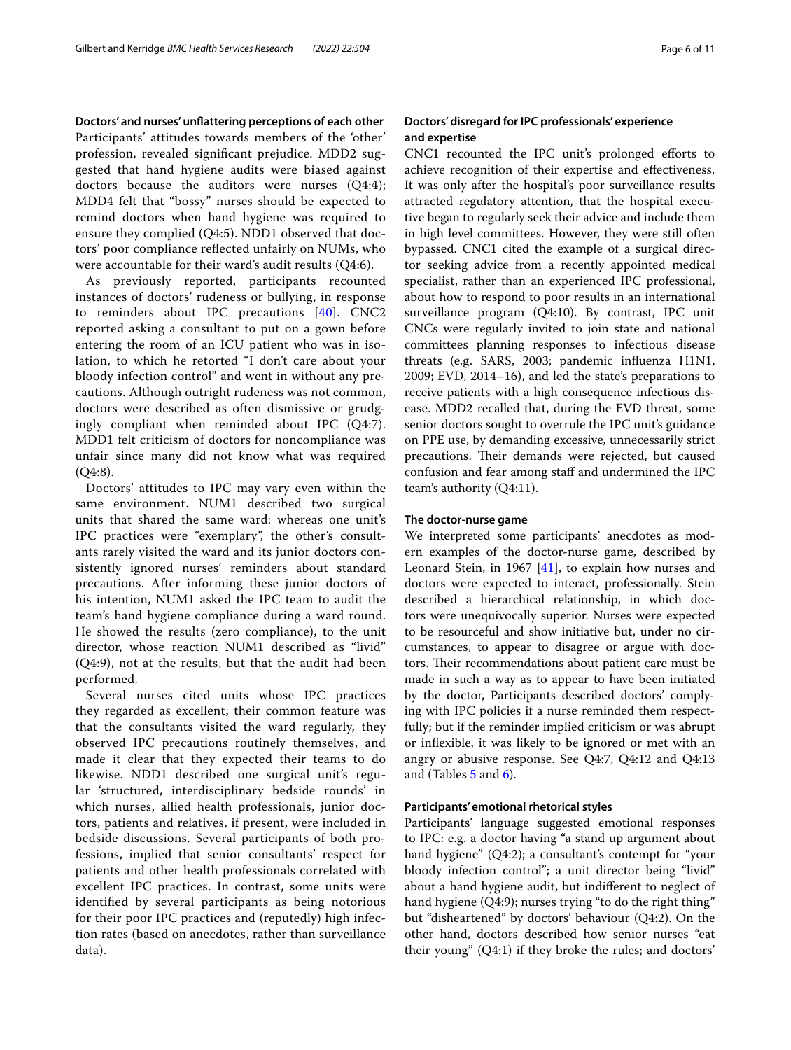### Doctors' and nurses' unflattering perceptions of each other

Participants' attitudes towards members of the 'other' profession, revealed significant prejudice. MDD2 suggested that hand hygiene audits were biased against doctors because the auditors were nurses (Q4:4); MDD4 felt that "bossy" nurses should be expected to remind doctors when hand hygiene was required to ensure they complied (Q4:5). NDD1 observed that doctors' poor compliance reflected unfairly on NUMs, who were accountable for their ward's audit results (Q4:6).

As previously reported, participants recounted instances of doctors' rudeness or bullying, in response to reminders about IPC precautions [40]. CNC2 reported asking a consultant to put on a gown before entering the room of an ICU patient who was in isolation, to which he retorted "I don't care about your bloody infection control" and went in without any precautions. Although outright rudeness was not common, doctors were described as often dismissive or grudgingly compliant when reminded about IPC (Q4:7). MDD1 felt criticism of doctors for noncompliance was unfair since many did not know what was required (Q4:8).

Doctors' attitudes to IPC may vary even within the same environment. NUM1 described two surgical units that shared the same ward: whereas one unit's IPC practices were "exemplary", the other's consultants rarely visited the ward and its junior doctors consistently ignored nurses' reminders about standard precautions. After informing these junior doctors of his intention, NUM1 asked the IPC team to audit the team's hand hygiene compliance during a ward round. He showed the results (zero compliance), to the unit director, whose reaction NUM1 described as "livid" (Q4:9), not at the results, but that the audit had been performed.

Several nurses cited units whose IPC practices they regarded as excellent; their common feature was that the consultants visited the ward regularly, they observed IPC precautions routinely themselves, and made it clear that they expected their teams to do likewise. NDD1 described one surgical unit's regular 'structured, interdisciplinary bedside rounds' in which nurses, allied health professionals, junior doctors, patients and relatives, if present, were included in bedside discussions. Several participants of both professions, implied that senior consultants' respect for patients and other health professionals correlated with excellent IPC practices. In contrast, some units were identified by several participants as being notorious for their poor IPC practices and (reputedly) high infection rates (based on anecdotes, rather than surveillance data).

### Doctors' disregard for IPC professionals' experience and expertise

CNC1 recounted the IPC unit's prolonged efforts to achieve recognition of their expertise and effectiveness. It was only after the hospital's poor surveillance results attracted regulatory attention, that the hospital executive began to regularly seek their advice and include them in high level committees. However, they were still often bypassed. CNC1 cited the example of a surgical director seeking advice from a recently appointed medical specialist, rather than an experienced IPC professional, about how to respond to poor results in an international surveillance program (Q4:10). By contrast, IPC unit CNCs were regularly invited to join state and national committees planning responses to infectious disease threats (e.g. SARS, 2003; pandemic influenza H1N1, 2009; EVD, 2014–16), and led the state's preparations to receive patients with a high consequence infectious disease. MDD2 recalled that, during the EVD threat, some senior doctors sought to overrule the IPC unit's guidance on PPE use, by demanding excessive, unnecessarily strict precautions. Their demands were rejected, but caused confusion and fear among staff and undermined the IPC team's authority (Q4:11).

### The doctor-nurse game

We interpreted some participants' anecdotes as modern examples of the doctor-nurse game, described by Leonard Stein, in 1967 [41], to explain how nurses and doctors were expected to interact, professionally. Stein described a hierarchical relationship, in which doctors were unequivocally superior. Nurses were expected to be resourceful and show initiative but, under no circumstances, to appear to disagree or argue with doctors. Their recommendations about patient care must be made in such a way as to appear to have been initiated by the doctor, Participants described doctors' complying with IPC policies if a nurse reminded them respectfully; but if the reminder implied criticism or was abrupt or inflexible, it was likely to be ignored or met with an angry or abusive response. See Q4:7, Q4:12 and Q4:13 and (Tables 5 and 6).

### Participants' emotional rhetorical styles

Participants' language suggested emotional responses to IPC: e.g. a doctor having "a stand up argument about hand hygiene" (Q4:2); a consultant's contempt for "your bloody infection control"; a unit director being "livid" about a hand hygiene audit, but indifferent to neglect of hand hygiene (Q4:9); nurses trying "to do the right thing" but "disheartened" by doctors' behaviour (Q4:2). On the other hand, doctors described how senior nurses "eat their young" (Q4:1) if they broke the rules; and doctors'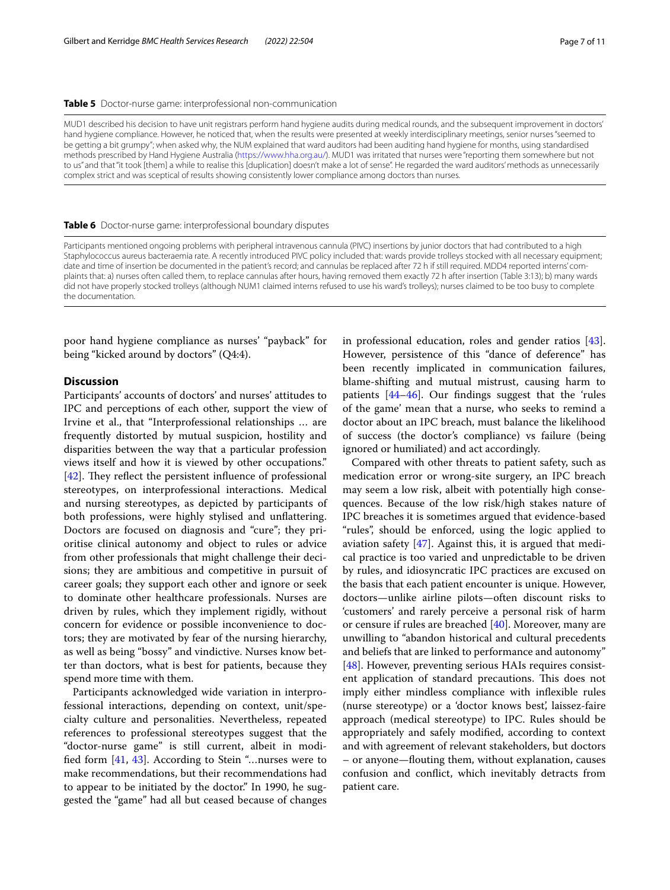**Table 5** Doctor-nurse game: interprofessional non-communication

MUD1 described his decision to have unit registrars perform hand hygiene audits during medical rounds, and the subsequent improvement in doctors' hand hygiene compliance. However, he noticed that, when the results were presented at weekly interdisciplinary meetings, senior nurses "seemed to be getting a bit grumpy"; when asked why, the NUM explained that ward auditors had been auditing hand hygiene for months, using standardised methods prescribed by Hand Hygiene Australia (https://www.hha.org.au/). MUD1 was irritated that nurses were "reporting them somewhere but not to us" and that "it took [them] a while to realise this [duplication] doesn't make a lot of sense". He regarded the ward auditors' methods as unnecessarily complex strict and was sceptical of results showing consistently lower compliance among doctors than nurses.

**Table 6** Doctor-nurse game: interprofessional boundary disputes

Participants mentioned ongoing problems with peripheral intravenous cannula (PIVC) insertions by junior doctors that had contributed to a high Staphylococcus aureus bacteraemia rate. A recently introduced PIVC policy included that: wards provide trolleys stocked with all necessary equipment; date and time of insertion be documented in the patient's record; and cannulas be replaced after 72 h if still required. MDD4 reported interns' complaints that: a) nurses often called them, to replace cannulas after hours, having removed them exactly 72 h after insertion (Table 3:13); b) many wards did not have properly stocked trolleys (although NUM1 claimed interns refused to use his ward's trolleys); nurses claimed to be too busy to complete the documentation.

poor hand hygiene compliance as nurses' "payback" for being "kicked around by doctors" (Q4:4).

## Discussion

Participants' accounts of doctors' and nurses' attitudes to IPC and perceptions of each other, support the view of Irvine et al., that "Interprofessional relationships … are frequently distorted by mutual suspicion, hostility and disparities between the way that a particular profession views itself and how it is viewed by other occupations." [42]. They reflect the persistent influence of professional stereotypes, on interprofessional interactions. Medical and nursing stereotypes, as depicted by participants of both professions, were highly stylised and unflattering. Doctors are focused on diagnosis and "cure"; they prioritise clinical autonomy and object to rules or advice from other professionals that might challenge their decisions; they are ambitious and competitive in pursuit of career goals; they support each other and ignore or seek to dominate other healthcare professionals. Nurses are driven by rules, which they implement rigidly, without concern for evidence or possible inconvenience to doctors; they are motivated by fear of the nursing hierarchy, as well as being "bossy" and vindictive. Nurses know better than doctors, what is best for patients, because they spend more time with them.

Participants acknowledged wide variation in interprofessional interactions, depending on context, unit/specialty culture and personalities. Nevertheless, repeated references to professional stereotypes suggest that the "doctor-nurse game" is still current, albeit in modified form [41, 43]. According to Stein "…nurses were to make recommendations, but their recommendations had to appear to be initiated by the doctor." In 1990, he suggested the "game" had all but ceased because of changes in professional education, roles and gender ratios [43]. However, persistence of this "dance of deference" has been recently implicated in communication failures, blame-shifting and mutual mistrust, causing harm to patients [44–46]. Our findings suggest that the 'rules of the game' mean that a nurse, who seeks to remind a doctor about an IPC breach, must balance the likelihood of success (the doctor's compliance) vs failure (being ignored or humiliated) and act accordingly.

Compared with other threats to patient safety, such as medication error or wrong-site surgery, an IPC breach may seem a low risk, albeit with potentially high consequences. Because of the low risk/high stakes nature of IPC breaches it is sometimes argued that evidence-based "rules", should be enforced, using the logic applied to aviation safety [47]. Against this, it is argued that medical practice is too varied and unpredictable to be driven by rules, and idiosyncratic IPC practices are excused on the basis that each patient encounter is unique. However, doctors—unlike airline pilots—often discount risks to 'customers' and rarely perceive a personal risk of harm or censure if rules are breached [40]. Moreover, many are unwilling to "abandon historical and cultural precedents and beliefs that are linked to performance and autonomy" [48]. However, preventing serious HAIs requires consistent application of standard precautions. This does not imply either mindless compliance with inflexible rules (nurse stereotype) or a 'doctor knows best', laissez-faire approach (medical stereotype) to IPC. Rules should be appropriately and safely modified, according to context and with agreement of relevant stakeholders, but doctors – or anyone—flouting them, without explanation, causes confusion and conflict, which inevitably detracts from patient care.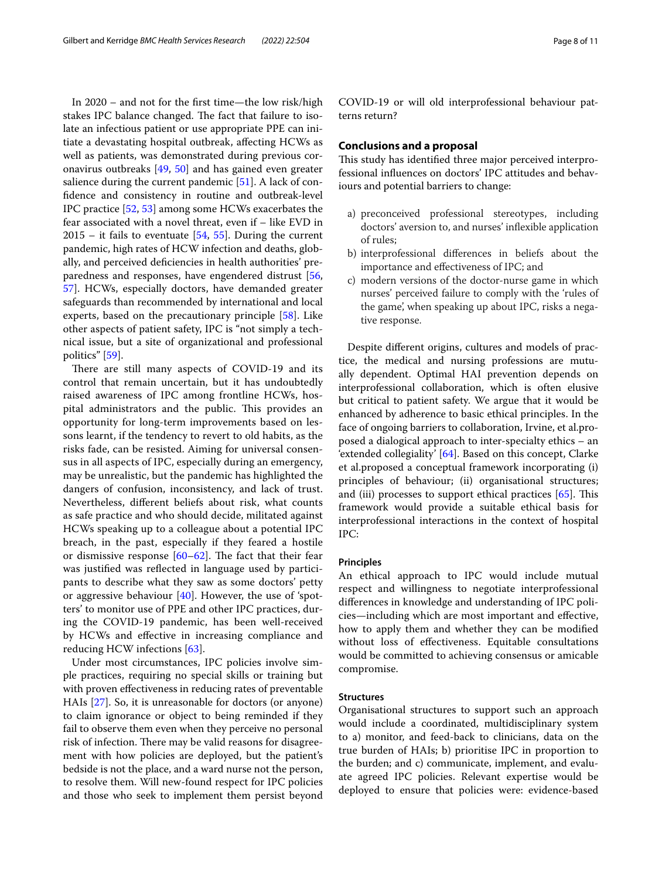In 2020 – and not for the first time—the low risk/high stakes IPC balance changed. The fact that failure to isolate an infectious patient or use appropriate PPE can initiate a devastating hospital outbreak, affecting HCWs as well as patients, was demonstrated during previous coronavirus outbreaks [49, 50] and has gained even greater salience during the current pandemic [51]. A lack of confidence and consistency in routine and outbreak-level IPC practice [52, 53] among some HCWs exacerbates the fear associated with a novel threat, even if – like EVD in 2015 – it fails to eventuate [54, 55]. During the current pandemic, high rates of HCW infection and deaths, globally, and perceived deficiencies in health authorities' preparedness and responses, have engendered distrust [56, 57]. HCWs, especially doctors, have demanded greater safeguards than recommended by international and local experts, based on the precautionary principle [58]. Like other aspects of patient safety, IPC is "not simply a technical issue, but a site of organizational and professional politics" [59].

There are still many aspects of COVID-19 and its control that remain uncertain, but it has undoubtedly raised awareness of IPC among frontline HCWs, hospital administrators and the public. This provides an opportunity for long-term improvements based on lessons learnt, if the tendency to revert to old habits, as the risks fade, can be resisted. Aiming for universal consensus in all aspects of IPC, especially during an emergency, may be unrealistic, but the pandemic has highlighted the dangers of confusion, inconsistency, and lack of trust. Nevertheless, different beliefs about risk, what counts as safe practice and who should decide, militated against HCWs speaking up to a colleague about a potential IPC breach, in the past, especially if they feared a hostile or dismissive response [60–62]. The fact that their fear was justified was reflected in language used by participants to describe what they saw as some doctors' petty or aggressive behaviour [40]. However, the use of 'spotters' to monitor use of PPE and other IPC practices, during the COVID-19 pandemic, has been well-received by HCWs and effective in increasing compliance and reducing HCW infections [63].

Under most circumstances, IPC policies involve simple practices, requiring no special skills or training but with proven effectiveness in reducing rates of preventable HAIs [27]. So, it is unreasonable for doctors (or anyone) to claim ignorance or object to being reminded if they fail to observe them even when they perceive no personal risk of infection. There may be valid reasons for disagreement with how policies are deployed, but the patient's bedside is not the place, and a ward nurse not the person, to resolve them. Will new-found respect for IPC policies and those who seek to implement them persist beyond COVID-19 or will old interprofessional behaviour patterns return?

## Conclusions and a proposal

This study has identified three major perceived interprofessional influences on doctors' IPC attitudes and behaviours and potential barriers to change:

a) preconceived professional stereotypes, including doctors' aversion to, and nurses' inflexible application of rules;
b) interprofessional differences in beliefs about the importance and effectiveness of IPC; and
c) modern versions of the doctor-nurse game in which nurses' perceived failure to comply with the 'rules of the game', when speaking up about IPC, risks a negative response.

Despite different origins, cultures and models of practice, the medical and nursing professions are mutually dependent. Optimal HAI prevention depends on interprofessional collaboration, which is often elusive but critical to patient safety. We argue that it would be enhanced by adherence to basic ethical principles. In the face of ongoing barriers to collaboration, Irvine, et al.proposed a dialogical approach to inter-specialty ethics – an 'extended collegiality' [64]. Based on this concept, Clarke et al.proposed a conceptual framework incorporating (i) principles of behaviour; (ii) organisational structures; and (iii) processes to support ethical practices [65]. This framework would provide a suitable ethical basis for interprofessional interactions in the context of hospital IPC:

### Principles

An ethical approach to IPC would include mutual respect and willingness to negotiate interprofessional differences in knowledge and understanding of IPC policies—including which are most important and effective, how to apply them and whether they can be modified without loss of effectiveness. Equitable consultations would be committed to achieving consensus or amicable compromise.

### Structures

Organisational structures to support such an approach would include a coordinated, multidisciplinary system to a) monitor, and feed-back to clinicians, data on the true burden of HAIs; b) prioritise IPC in proportion to the burden; and c) communicate, implement, and evaluate agreed IPC policies. Relevant expertise would be deployed to ensure that policies were: evidence-based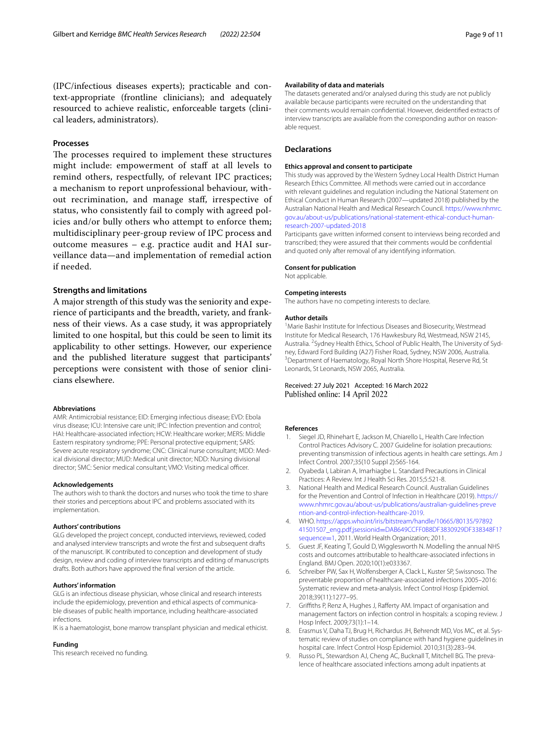(IPC/infectious diseases experts); practicable and context-appropriate (frontline clinicians); and adequately resourced to achieve realistic, enforceable targets (clinical leaders, administrators).

### Processes

The processes required to implement these structures might include: empowerment of staff at all levels to remind others, respectfully, of relevant IPC practices; a mechanism to report unprofessional behaviour, without recrimination, and manage staff, irrespective of status, who consistently fail to comply with agreed policies and/or bully others who attempt to enforce them; multidisciplinary peer-group review of IPC process and outcome measures – e.g. practice audit and HAI surveillance data—and implementation of remedial action if needed.

### Strengths and limitations

A major strength of this study was the seniority and experience of participants and the breadth, variety, and frankness of their views. As a case study, it was appropriately limited to one hospital, but this could be seen to limit its applicability to other settings. However, our experience and the published literature suggest that participants' perceptions were consistent with those of senior clinicians elsewhere.

#### Abbreviations

AMR: Antimicrobial resistance; EID: Emerging infectious disease; EVD: Ebola virus disease; ICU: Intensive care unit; IPC: Infection prevention and control; HAI: Healthcare-associated infection; HCW: Healthcare worker; MERS: Middle Eastern respiratory syndrome; PPE: Personal protective equipment; SARS: Severe acute respiratory syndrome; CNC: Clinical nurse consultant; MDD: Medical divisional director; MUD: Medical unit director; NDD: Nursing divisional director; SMC: Senior medical consultant; VMO: Visiting medical officer.

#### Acknowledgements

The authors wish to thank the doctors and nurses who took the time to share their stories and perceptions about IPC and problems associated with its implementation.

#### Authors' contributions

GLG developed the project concept, conducted interviews, reviewed, coded and analysed interview transcripts and wrote the first and subsequent drafts of the manuscript. IK contributed to conception and development of study design, review and coding of interview transcripts and editing of manuscripts drafts. Both authors have approved the final version of the article.

#### Authors' information

GLG is an infectious disease physician, whose clinical and research interests include the epidemiology, prevention and ethical aspects of communicable diseases of public health importance, including healthcare-associated infections.

IK is a haematologist, bone marrow transplant physician and medical ethicist.

#### Funding

This research received no funding.

#### Availability of data and materials

The datasets generated and/or analysed during this study are not publicly available because participants were recruited on the understanding that their comments would remain confidential. However, deidentified extracts of interview transcripts are available from the corresponding author on reasonable request.

### Declarations

#### Ethics approval and consent to participate

This study was approved by the Western Sydney Local Health District Human Research Ethics Committee. All methods were carried out in accordance with relevant guidelines and regulation including the National Statement on Ethical Conduct in Human Research (2007—updated 2018) published by the Australian National Health and Medical Research Council. https://www.nhmrc.gov.au/about-us/publications/national-statement-ethical-conduct-human-research-2007-updated-2018

Participants gave written informed consent to interviews being recorded and transcribed; they were assured that their comments would be confidential and quoted only after removal of any identifying information.

#### Consent for publication

Not applicable.

#### Competing interests

The authors have no competing interests to declare.

#### Author details

[1]Marie Bashir Institute for Infectious Diseases and Biosecurity, Westmead Institute for Medical Research, 176 Hawkesbury Rd, Westmead, NSW 2145, Australia. [2]Sydney Health Ethics, School of Public Health, The University of Sydney, Edward Ford Building (A27) Fisher Road, Sydney, NSW 2006, Australia. [3]Department of Haematology, Royal North Shore Hospital, Reserve Rd, St Leonards, St Leonards, NSW 2065, Australia.

Received: 27 July 2021 Accepted: 16 March 2022
Published online: 14 April 2022

#### References

1. Siegel JD, Rhinehart E, Jackson M, Chiarello L, Health Care Infection Control Practices Advisory C. 2007 Guideline for isolation precautions: preventing transmission of infectious agents in health care settings. Am J Infect Control. 2007;35(10 Suppl 2):S65-164.
2. Oyabeda I, Labiran A, Imarhiagbe L. Standard Precautions in Clinical Practices: A Review. Int J Health Sci Res. 2015;5:521-8.
3. National Health and Medical Research Council. Australian Guidelines for the Prevention and Control of Infection in Healthcare (2019). https://www.nhmrc.gov.au/about-us/publications/australian-guidelines-prevention-and-control-infection-healthcare-2019.
4. WHO. https://apps.who.int/iris/bitstream/handle/10665/80135/9789241501507_eng.pdf;jsessionid=DAB649CCFF0B8DF3830929DF338348F1?sequence=1, 2011. World Health Organization; 2011.
5. Guest JF, Keating T, Gould D, Wigglesworth N. Modelling the annual NHS costs and outcomes attributable to healthcare-associated infections in England. BMJ Open. 2020;10(1):e033367.
6. Schreiber PW, Sax H, Wolfensberger A, Clack L, Kuster SP, Swissnoso. The preventable proportion of healthcare-associated infections 2005–2016: Systematic review and meta-analysis. Infect Control Hosp Epidemiol. 2018;39(11):1277–95.
7. Griffiths P, Renz A, Hughes J, Rafferty AM. Impact of organisation and management factors on infection control in hospitals: a scoping review. J Hosp Infect. 2009;73(1):1–14.
8. Erasmus V, Daha TJ, Brug H, Richardus JH, Behrendt MD, Vos MC, et al. Systematic review of studies on compliance with hand hygiene guidelines in hospital care. Infect Control Hosp Epidemiol. 2010;31(3):283–94.
9. Russo PL, Stewardson AJ, Cheng AC, Bucknall T, Mitchell BG. The prevalence of healthcare associated infections among adult inpatients at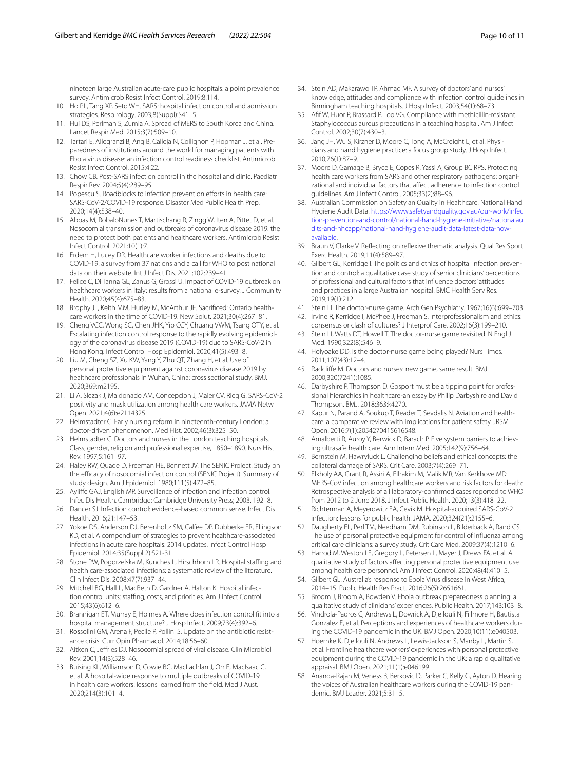nineteen large Australian acute-care public hospitals: a point prevalence survey. Antimicrob Resist Infect Control. 2019;8:114.

10. Ho PL, Tang XP, Seto WH. SARS: hospital infection control and admission strategies. Respirology. 2003;8(Suppl):S41–5.
11. Hui DS, Perlman S, Zumla A. Spread of MERS to South Korea and China. Lancet Respir Med. 2015;3(7):509–10.
12. Tartari E, Allegranzi B, Ang B, Calleja N, Collignon P, Hopman J, et al. Preparedness of institutions around the world for managing patients with Ebola virus disease: an infection control readiness checklist. Antimicrob Resist Infect Control. 2015;4:22.
13. Chow CB. Post-SARS infection control in the hospital and clinic. Paediatr Respir Rev. 2004;5(4):289–95.
14. Popescu S. Roadblocks to infection prevention efforts in health care: SARS-CoV-2/COVID-19 response. Disaster Med Public Health Prep. 2020;14(4):538–40.
15. Abbas M, RobaloNunes T, Martischang R, Zingg W, Iten A, Pittet D, et al. Nosocomial transmission and outbreaks of coronavirus disease 2019: the need to protect both patients and healthcare workers. Antimicrob Resist Infect Control. 2021;10(1):7.
16. Erdem H, Lucey DR. Healthcare worker infections and deaths due to COVID-19: a survey from 37 nations and a call for WHO to post national data on their website. Int J Infect Dis. 2021;102:239–41.
17. Felice C, Di Tanna GL, Zanus G, Grossi U. Impact of COVID-19 outbreak on healthcare workers in Italy: results from a national e-survey. J Community Health. 2020;45(4):675–83.
18. Brophy JT, Keith MM, Hurley M, McArthur JE. Sacrificed: Ontario healthcare workers in the time of COVID-19. New Solut. 2021;30(4):267–81.
19. Cheng VCC, Wong SC, Chen JHK, Yip CCY, Chuang VWM, Tsang OTY, et al. Escalating infection control response to the rapidly evolving epidemiology of the coronavirus disease 2019 (COVID-19) due to SARS-CoV-2 in Hong Kong. Infect Control Hosp Epidemiol. 2020;41(5):493–8.
20. Liu M, Cheng SZ, Xu KW, Yang Y, Zhu QT, Zhang H, et al. Use of personal protective equipment against coronavirus disease 2019 by healthcare professionals in Wuhan, China: cross sectional study. BMJ. 2020;369:m2195.
21. Li A, Slezak J, Maldonado AM, Concepcion J, Maier CV, Rieg G. SARS-CoV-2 positivity and mask utilization among health care workers. JAMA Netw Open. 2021;4(6):e2114325.
22. Helmstadter C. Early nursing reform in nineteenth-century London: a doctor-driven phenomenon. Med Hist. 2002;46(3):325–50.
23. Helmstadter C. Doctors and nurses in the London teaching hospitals. Class, gender, religion and professional expertise, 1850–1890. Nurs Hist Rev. 1997;5:161–97.
24. Haley RW, Quade D, Freeman HE, Bennett JV. The SENIC Project. Study on the efficacy of nosocomial infection control (SENIC Project). Summary of study design. Am J Epidemiol. 1980;111(5):472–85.
25. Ayliffe GAJ, English MP. Surveillance of infection and infection control. Infec Dis Health. Cambridge: Cambridge University Press; 2003. 192–8.
26. Dancer SJ. Infection control: evidence-based common sense. Infect Dis Health. 2016;21:147–53.
27. Yokoe DS, Anderson DJ, Berenholtz SM, Calfee DP, Dubberke ER, Ellingson KD, et al. A compendium of strategies to prevent healthcare-associated infections in acute care hospitals: 2014 updates. Infect Control Hosp Epidemiol. 2014;35(Suppl 2):S21-31.
28. Stone PW, Pogorzelska M, Kunches L, Hirschhorn LR. Hospital staffing and health care-associated infections: a systematic review of the literature. Clin Infect Dis. 2008;47(7):937–44.
29. Mitchell BG, Hall L, MacBeth D, Gardner A, Halton K. Hospital infection control units: staffing, costs, and priorities. Am J Infect Control. 2015;43(6):612–6.
30. Brannigan ET, Murray E, Holmes A. Where does infection control fit into a hospital management structure? J Hosp Infect. 2009;73(4):392–6.
31. Rossolini GM, Arena F, Pecile P, Pollini S. Update on the antibiotic resistance crisis. Curr Opin Pharmacol. 2014;18:56–60.
32. Aitken C, Jeffries DJ. Nosocomial spread of viral disease. Clin Microbiol Rev. 2001;14(3):528–46.
33. Buising KL, Williamson D, Cowie BC, MacLachlan J, Orr E, MacIsaac C, et al. A hospital-wide response to multiple outbreaks of COVID-19 in health care workers: lessons learned from the field. Med J Aust. 2020;214(3):101–4.
34. Stein AD, Makarawo TP, Ahmad MF. A survey of doctors' and nurses' knowledge, attitudes and compliance with infection control guidelines in Birmingham teaching hospitals. J Hosp Infect. 2003;54(1):68–73.
35. Afif W, Huor P, Brassard P, Loo VG. Compliance with methicillin-resistant Staphylococcus aureus precautions in a teaching hospital. Am J Infect Control. 2002;30(7):430–3.
36. Jang JH, Wu S, Kirzner D, Moore C, Tong A, McCreight L, et al. Physicians and hand hygiene practice: a focus group study. J Hosp Infect. 2010;76(1):87–9.
37. Moore D, Gamage B, Bryce E, Copes R, Yassi A, Group BCIRPS. Protecting health care workers from SARS and other respiratory pathogens: organizational and individual factors that affect adherence to infection control guidelines. Am J Infect Control. 2005;33(2):88–96.
38. Australian Commission on Safety an Quality in Healthcare. National Hand Hygiene Audit Data. https://www.safetyandquality.gov.au/our-work/infection-prevention-and-control/national-hand-hygiene-initiative/nationalaudits-and-hhcapp/national-hand-hygiene-audit-data-latest-data-now-available.
39. Braun V, Clarke V. Reflecting on reflexive thematic analysis. Qual Res Sport Exerc Health. 2019;11(4):589–97.
40. Gilbert GL, Kerridge I. The politics and ethics of hospital infection prevention and control: a qualitative case study of senior clinicians' perceptions of professional and cultural factors that influence doctors' attitudes and practices in a large Australian hospital. BMC Health Serv Res. 2019;19(1):212.
41. Stein LI. The doctor-nurse game. Arch Gen Psychiatry. 1967;16(6):699–703.
42. Irvine R, Kerridge I, McPhee J, Freeman S. Interprofessionalism and ethics: consensus or clash of cultures? J Interprof Care. 2002;16(3):199–210.
43. Stein LI, Watts DT, Howell T. The doctor-nurse game revisited. N Engl J Med. 1990;322(8):546–9.
44. Holyoake DD. Is the doctor-nurse game being played? Nurs Times. 2011;107(43):12–4.
45. Radcliffe M. Doctors and nurses: new game, same result. BMJ. 2000;320(7241):1085.
46. Darbyshire P, Thompson D. Gosport must be a tipping point for professional hierarchies in healthcare-an essay by Philip Darbyshire and David Thompson. BMJ. 2018;363:k4270.
47. Kapur N, Parand A, Soukup T, Reader T, Sevdalis N. Aviation and healthcare: a comparative review with implications for patient safety. JRSM Open. 2016;7(1):2054270415616548.
48. Amalberti R, Auroy Y, Berwick D, Barach P. Five system barriers to achieving ultrasafe health care. Ann Intern Med. 2005;142(9):756–64.
49. Bernstein M, Hawryluck L. Challenging beliefs and ethical concepts: the collateral damage of SARS. Crit Care. 2003;7(4):269–71.
50. Elkholy AA, Grant R, Assiri A, Elhakim M, Malik MR, Van Kerkhove MD. MERS-CoV infection among healthcare workers and risk factors for death: Retrospective analysis of all laboratory-confirmed cases reported to WHO from 2012 to 2 June 2018. J Infect Public Health. 2020;13(3):418–22.
51. Richterman A, Meyerowitz EA, Cevik M. Hospital-acquired SARS-CoV-2 infection: lessons for public health. JAMA. 2020;324(21):2155–6.
52. Daugherty EL, Perl TM, Needham DM, Rubinson L, Bilderback A, Rand CS. The use of personal protective equipment for control of influenza among critical care clinicians: a survey study. Crit Care Med. 2009;37(4):1210–6.
53. Harrod M, Weston LE, Gregory L, Petersen L, Mayer J, Drews FA, et al. A qualitative study of factors affecting personal protective equipment use among health care personnel. Am J Infect Control. 2020;48(4):410–5.
54. Gilbert GL. Australia's response to Ebola Virus disease in West Africa, 2014–15. Public Health Res Pract. 2016;26(5):2651661.
55. Broom J, Broom A, Bowden V. Ebola outbreak preparedness planning: a qualitative study of clinicians' experiences. Public Health. 2017;143:103–8.
56. Vindrola-Padros C, Andrews L, Dowrick A, Djellouli N, Fillmore H, Bautista Gonzalez E, et al. Perceptions and experiences of healthcare workers during the COVID-19 pandemic in the UK. BMJ Open. 2020;10(11):e040503.
57. Hoernke K, Djellouli N, Andrews L, Lewis-Jackson S, Manby L, Martin S, et al. Frontline healthcare workers' experiences with personal protective equipment during the COVID-19 pandemic in the UK: a rapid qualitative appraisal. BMJ Open. 2021;11(1):e046199.
58. Ananda-Rajah M, Veness B, Berkovic D, Parker C, Kelly G, Ayton D. Hearing the voices of Australian healthcare workers during the COVID-19 pandemic. BMJ Leader. 2021;5:31–5.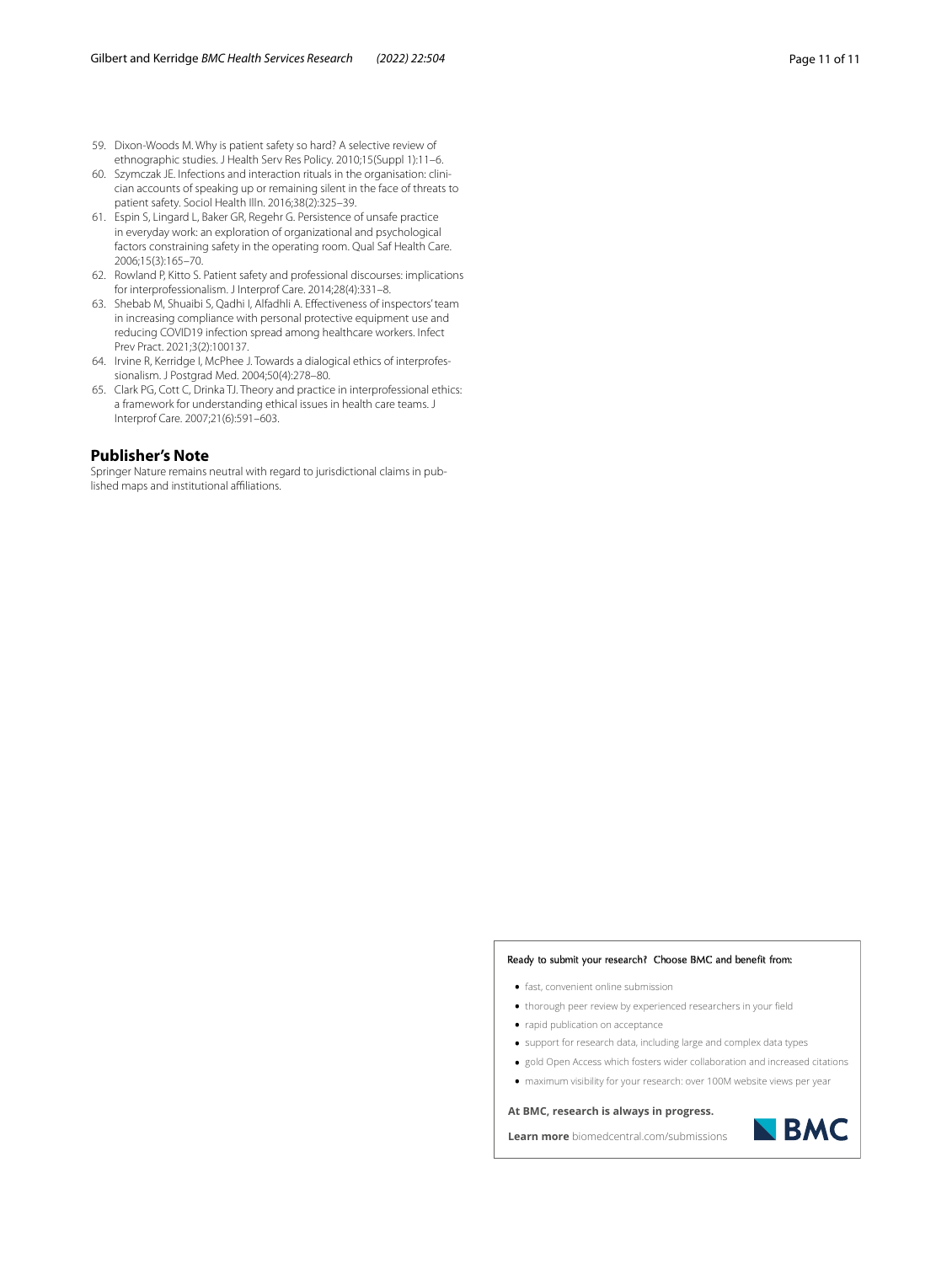59. Dixon-Woods M. Why is patient safety so hard? A selective review of ethnographic studies. J Health Serv Res Policy. 2010;15(Suppl 1):11–6.
60. Szymczak JE. Infections and interaction rituals in the organisation: clinician accounts of speaking up or remaining silent in the face of threats to patient safety. Sociol Health Illn. 2016;38(2):325–39.
61. Espin S, Lingard L, Baker GR, Regehr G. Persistence of unsafe practice in everyday work: an exploration of organizational and psychological factors constraining safety in the operating room. Qual Saf Health Care. 2006;15(3):165–70.
62. Rowland P, Kitto S. Patient safety and professional discourses: implications for interprofessionalism. J Interprof Care. 2014;28(4):331–8.
63. Shebab M, Shuaibi S, Qadhi I, Alfadhli A. Effectiveness of inspectors' team in increasing compliance with personal protective equipment use and reducing COVID19 infection spread among healthcare workers. Infect Prev Pract. 2021;3(2):100137.
64. Irvine R, Kerridge I, McPhee J. Towards a dialogical ethics of interprofessionalism. J Postgrad Med. 2004;50(4):278–80.
65. Clark PG, Cott C, Drinka TJ. Theory and practice in interprofessional ethics: a framework for understanding ethical issues in health care teams. J Interprof Care. 2007;21(6):591–603.

## Publisher's Note

Springer Nature remains neutral with regard to jurisdictional claims in published maps and institutional affiliations.

Ready to submit your research? Choose BMC and benefit from:

- fast, convenient online submission
- thorough peer review by experienced researchers in your field
- rapid publication on acceptance
- support for research data, including large and complex data types
- gold Open Access which fosters wider collaboration and increased citations
- maximum visibility for your research: over 100M website views per year

**At BMC, research is always in progress.**

**Learn more** biomedcentral.com/submissions

BMC